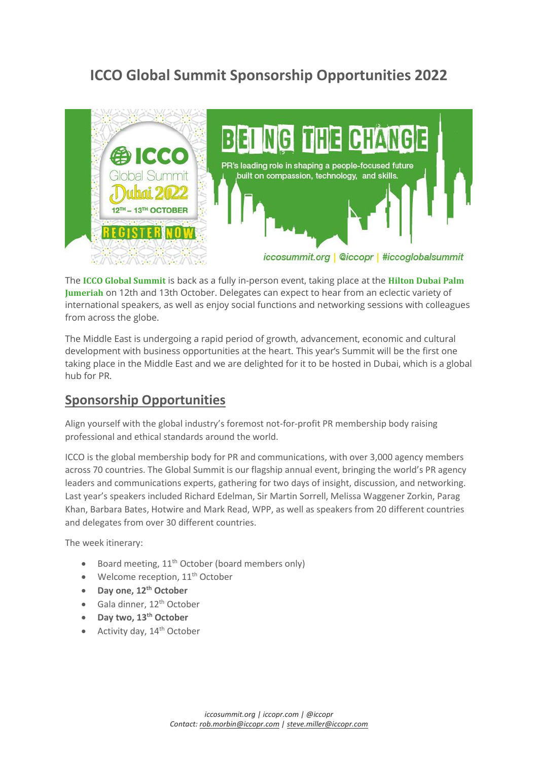# ICCO Global Summit Sponsorship Opportunities 2022

The **ICCO Global Summit** is back as a fully in-person event, taking place at the **Hilton Dubai Palm Jumeriah** on 12th and 13th October. Delegates can expect to hear from an eclectic variety of international speakers, as well as enjoy social functions and networking sessions with colleagues from across the globe.

The Middle East is undergoing a rapid period of growth, advancement, economic and cultural development with business opportunities at the heart. This year's Summit will be the first one taking place in the Middle East and we are delighted for it to be hosted in Dubai, which is a global hub for PR.

## Sponsorship Opportunities

Align yourself with the global industry's foremost not-for-profit PR membership body raising professional and ethical standards around the world.

ICCO is the global membership body for PR and communications, with over 3,000 agency members across 70 countries. The Global Summit is our flagship annual event, bringing the world's PR agency leaders and communications experts, gathering for two days of insight, discussion, and networking. Last year's speakers included Richard Edelman, Sir Martin Sorrell, Melissa Waggener Zorkin, Parag Khan, Barbara Bates, Hotwire and Mark Read, WPP, as well as speakers from 20 different countries and delegates from over 30 different countries.

The week itinerary:

- Board meeting, 11th October (board members only)
- Welcome reception, 11th October
- **Day one, 12th October**
- Gala dinner, 12th October
- **Day two, 13th October**
- Activity day, 14th October

*iccosummit.org | iccopr.com | @iccopr*
*Contact: rob.morbin@iccopr.com | steve.miller@iccopr.com*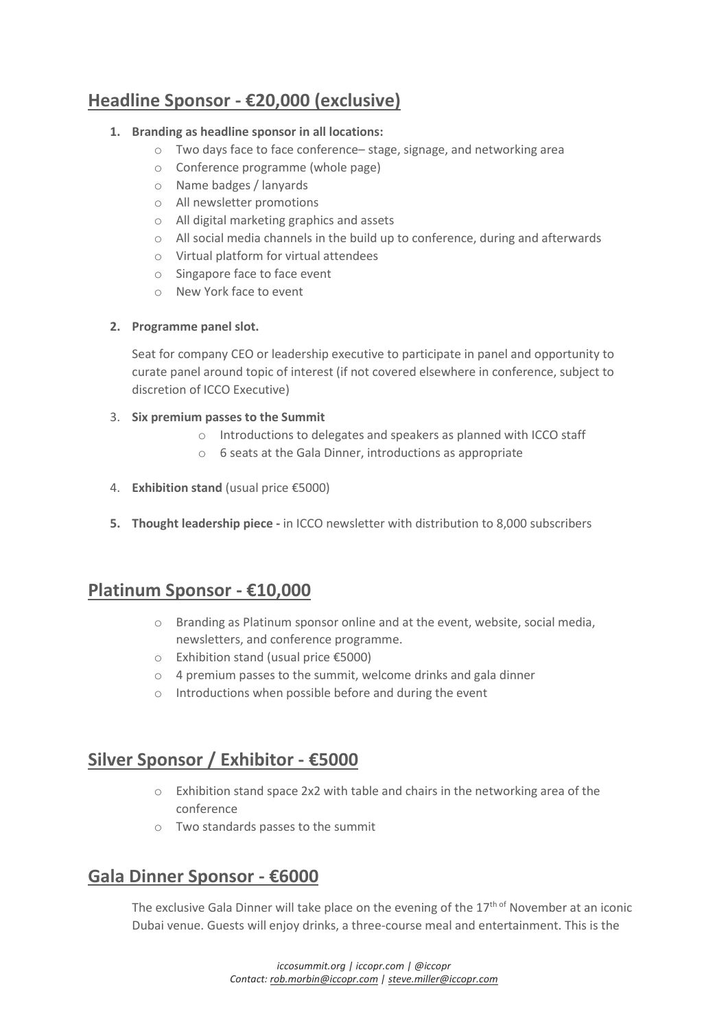## Headline Sponsor - €20,000 (exclusive)

1. **Branding as headline sponsor in all locations:**
   - Two days face to face conference– stage, signage, and networking area
   - Conference programme (whole page)
   - Name badges / lanyards
   - All newsletter promotions
   - All digital marketing graphics and assets
   - All social media channels in the build up to conference, during and afterwards
   - Virtual platform for virtual attendees
   - Singapore face to face event
   - New York face to event

2. **Programme panel slot.**

   Seat for company CEO or leadership executive to participate in panel and opportunity to curate panel around topic of interest (if not covered elsewhere in conference, subject to discretion of ICCO Executive)

3. **Six premium passes to the Summit**
   - Introductions to delegates and speakers as planned with ICCO staff
   - 6 seats at the Gala Dinner, introductions as appropriate

4. **Exhibition stand** (usual price €5000)

5. **Thought leadership piece -** in ICCO newsletter with distribution to 8,000 subscribers

## Platinum Sponsor - €10,000

- Branding as Platinum sponsor online and at the event, website, social media, newsletters, and conference programme.
- Exhibition stand (usual price €5000)
- 4 premium passes to the summit, welcome drinks and gala dinner
- Introductions when possible before and during the event

## Silver Sponsor / Exhibitor - €5000

- Exhibition stand space 2x2 with table and chairs in the networking area of the conference
- Two standards passes to the summit

## Gala Dinner Sponsor - €6000

The exclusive Gala Dinner will take place on the evening of the 17th of November at an iconic Dubai venue. Guests will enjoy drinks, a three-course meal and entertainment. This is the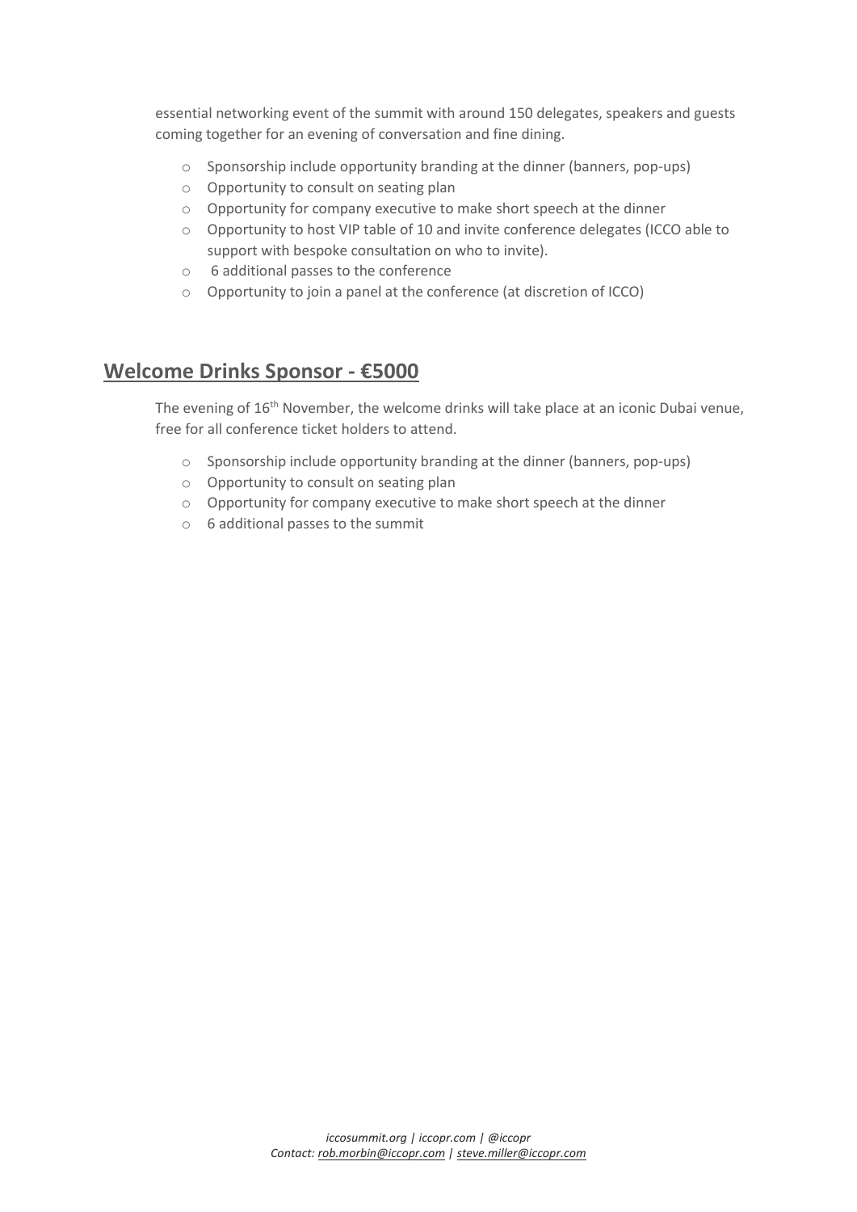essential networking event of the summit with around 150 delegates, speakers and guests coming together for an evening of conversation and fine dining.

- Sponsorship include opportunity branding at the dinner (banners, pop-ups)
- Opportunity to consult on seating plan
- Opportunity for company executive to make short speech at the dinner
- Opportunity to host VIP table of 10 and invite conference delegates (ICCO able to support with bespoke consultation on who to invite).
- 6 additional passes to the conference
- Opportunity to join a panel at the conference (at discretion of ICCO)

## Welcome Drinks Sponsor - €5000

The evening of 16th November, the welcome drinks will take place at an iconic Dubai venue, free for all conference ticket holders to attend.

- Sponsorship include opportunity branding at the dinner (banners, pop-ups)
- Opportunity to consult on seating plan
- Opportunity for company executive to make short speech at the dinner
- 6 additional passes to the summit